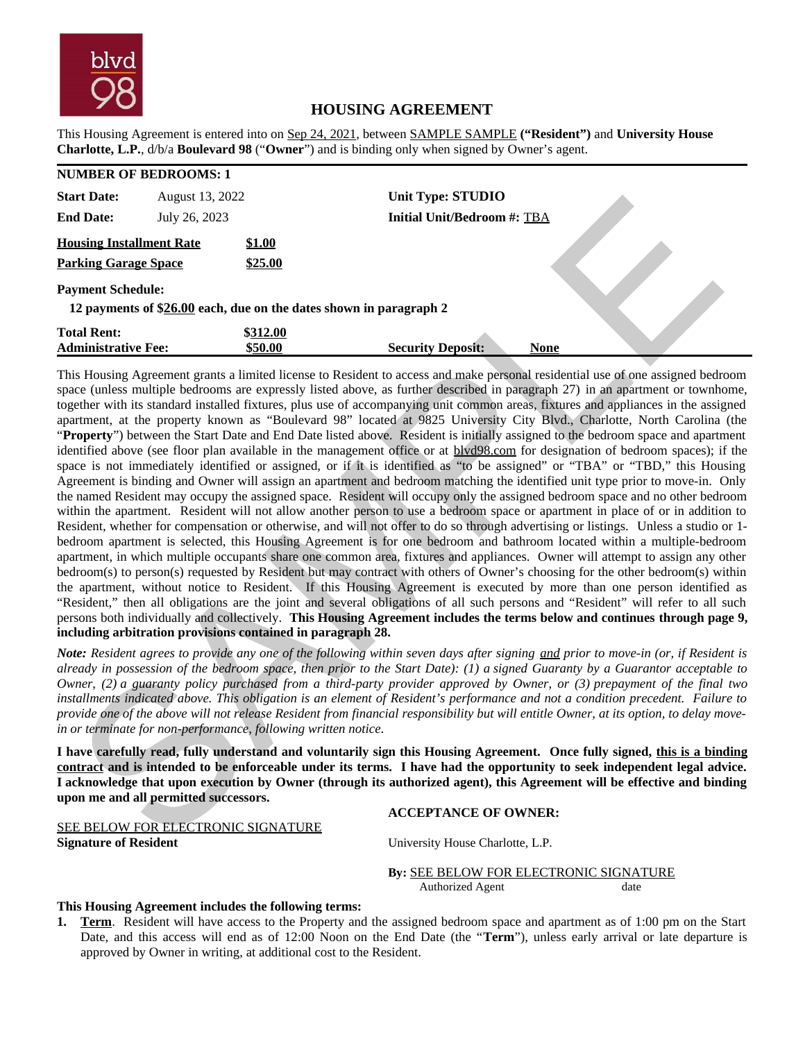# HOUSING AGREEMENT

This Housing Agreement is entered into on Sep 24, 2021, between SAMPLE SAMPLE **("Resident")** and **University House Charlotte, L.P.**, d/b/a **Boulevard 98** ("**Owner**") and is binding only when signed by Owner's agent.

**NUMBER OF BEDROOMS: 1**

| | | | |
|---|---|---|---|
| **Start Date:** | August 13, 2022 | **Unit Type: STUDIO** | |
| **End Date:** | July 26, 2023 | **Initial Unit/Bedroom #:** TBA | |
| **Housing Installment Rate** | **$1.00** | | |
| **Parking Garage Space** | **$25.00** | | |

**Payment Schedule:**

**12 payments of $26.00 each, due on the dates shown in paragraph 2**

| | | | |
|---|---|---|---|
| **Total Rent:** | **$312.00** | | |
| **Administrative Fee:** | **$50.00** | **Security Deposit:** | **None** |

This Housing Agreement grants a limited license to Resident to access and make personal residential use of one assigned bedroom space (unless multiple bedrooms are expressly listed above, as further described in paragraph 27) in an apartment or townhome, together with its standard installed fixtures, plus use of accompanying unit common areas, fixtures and appliances in the assigned apartment, at the property known as "Boulevard 98" located at 9825 University City Blvd., Charlotte, North Carolina (the "**Property**") between the Start Date and End Date listed above. Resident is initially assigned to the bedroom space and apartment identified above (see floor plan available in the management office or at blvd98.com for designation of bedroom spaces); if the space is not immediately identified or assigned, or if it is identified as "to be assigned" or "TBA" or "TBD," this Housing Agreement is binding and Owner will assign an apartment and bedroom matching the identified unit type prior to move-in. Only the named Resident may occupy the assigned space. Resident will occupy only the assigned bedroom space and no other bedroom within the apartment. Resident will not allow another person to use a bedroom space or apartment in place of or in addition to Resident, whether for compensation or otherwise, and will not offer to do so through advertising or listings. Unless a studio or 1-bedroom apartment is selected, this Housing Agreement is for one bedroom and bathroom located within a multiple-bedroom apartment, in which multiple occupants share one common area, fixtures and appliances. Owner will attempt to assign any other bedroom(s) to person(s) requested by Resident but may contract with others of Owner's choosing for the other bedroom(s) within the apartment, without notice to Resident. If this Housing Agreement is executed by more than one person identified as "Resident," then all obligations are the joint and several obligations of all such persons and "Resident" will refer to all such persons both individually and collectively. **This Housing Agreement includes the terms below and continues through page 9, including arbitration provisions contained in paragraph 28.**

***Note:*** *Resident agrees to provide any one of the following within seven days after signing and prior to move-in (or, if Resident is already in possession of the bedroom space, then prior to the Start Date): (1) a signed Guaranty by a Guarantor acceptable to Owner, (2) a guaranty policy purchased from a third-party provider approved by Owner, or (3) prepayment of the final two installments indicated above. This obligation is an element of Resident's performance and not a condition precedent. Failure to provide one of the above will not release Resident from financial responsibility but will entitle Owner, at its option, to delay move-in or terminate for non-performance, following written notice.*

**I have carefully read, fully understand and voluntarily sign this Housing Agreement. Once fully signed, this is a binding contract and is intended to be enforceable under its terms. I have had the opportunity to seek independent legal advice. I acknowledge that upon execution by Owner (through its authorized agent), this Agreement will be effective and binding upon me and all permitted successors.**

**ACCEPTANCE OF OWNER:**

SEE BELOW FOR ELECTRONIC SIGNATURE
**Signature of Resident**

University House Charlotte, L.P.

**By:** SEE BELOW FOR ELECTRONIC SIGNATURE
Authorized Agent date

**This Housing Agreement includes the following terms:**

1. **Term**. Resident will have access to the Property and the assigned bedroom space and apartment as of 1:00 pm on the Start Date, and this access will end as of 12:00 Noon on the End Date (the "**Term**"), unless early arrival or late departure is approved by Owner in writing, at additional cost to the Resident.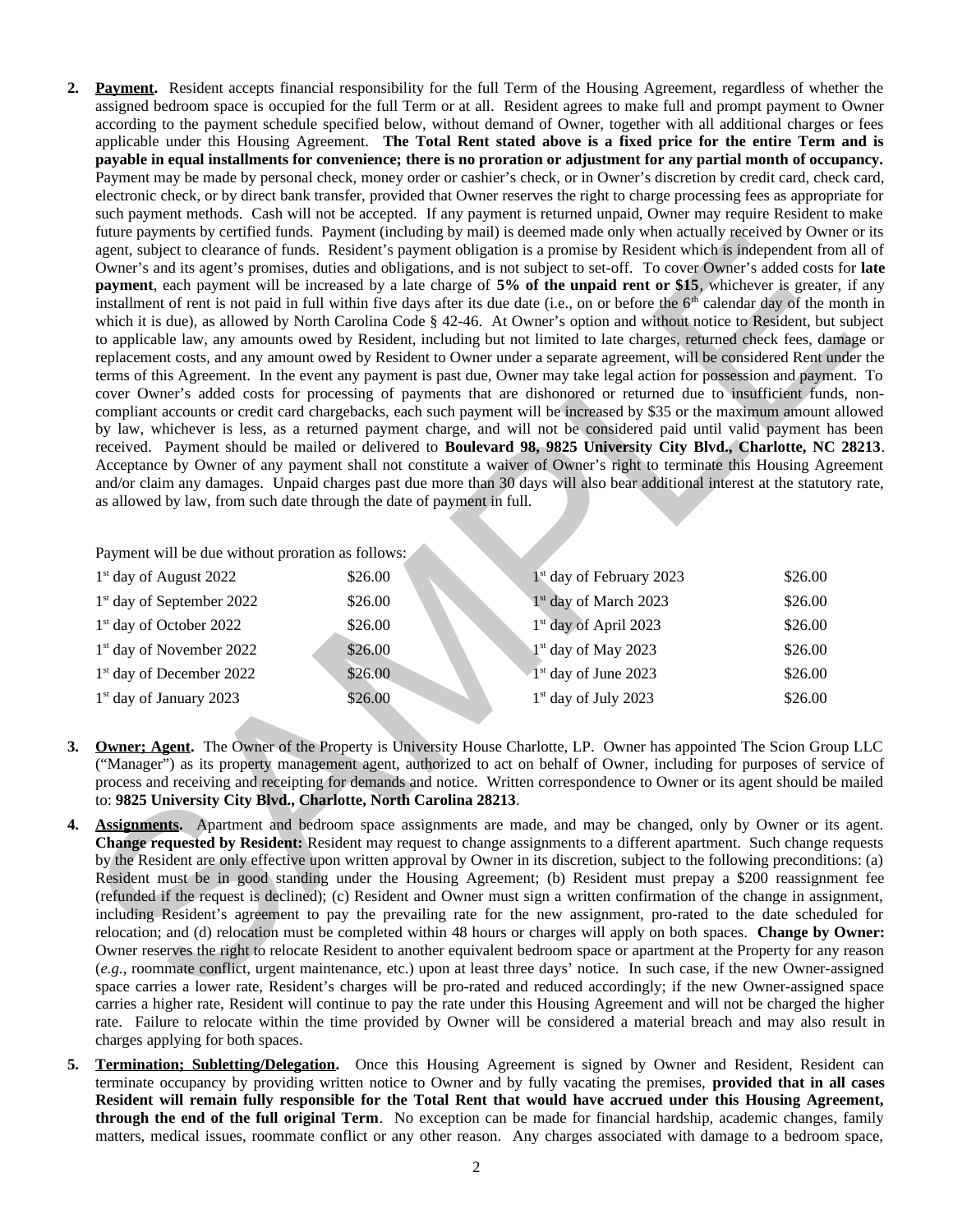2. **Payment.** Resident accepts financial responsibility for the full Term of the Housing Agreement, regardless of whether the assigned bedroom space is occupied for the full Term or at all. Resident agrees to make full and prompt payment to Owner according to the payment schedule specified below, without demand of Owner, together with all additional charges or fees applicable under this Housing Agreement. **The Total Rent stated above is a fixed price for the entire Term and is payable in equal installments for convenience; there is no proration or adjustment for any partial month of occupancy.** Payment may be made by personal check, money order or cashier's check, or in Owner's discretion by credit card, check card, electronic check, or by direct bank transfer, provided that Owner reserves the right to charge processing fees as appropriate for such payment methods. Cash will not be accepted. If any payment is returned unpaid, Owner may require Resident to make future payments by certified funds. Payment (including by mail) is deemed made only when actually received by Owner or its agent, subject to clearance of funds. Resident's payment obligation is a promise by Resident which is independent from all of Owner's and its agent's promises, duties and obligations, and is not subject to set-off. To cover Owner's added costs for **late payment**, each payment will be increased by a late charge of **5% of the unpaid rent or $15**, whichever is greater, if any installment of rent is not paid in full within five days after its due date (i.e., on or before the 6th calendar day of the month in which it is due), as allowed by North Carolina Code § 42-46. At Owner's option and without notice to Resident, but subject to applicable law, any amounts owed by Resident, including but not limited to late charges, returned check fees, damage or replacement costs, and any amount owed by Resident to Owner under a separate agreement, will be considered Rent under the terms of this Agreement. In the event any payment is past due, Owner may take legal action for possession and payment. To cover Owner's added costs for processing of payments that are dishonored or returned due to insufficient funds, non-compliant accounts or credit card chargebacks, each such payment will be increased by $35 or the maximum amount allowed by law, whichever is less, as a returned payment charge, and will not be considered paid until valid payment has been received. Payment should be mailed or delivered to **Boulevard 98, 9825 University City Blvd., Charlotte, NC 28213**. Acceptance by Owner of any payment shall not constitute a waiver of Owner's right to terminate this Housing Agreement and/or claim any damages. Unpaid charges past due more than 30 days will also bear additional interest at the statutory rate, as allowed by law, from such date through the date of payment in full.

   Payment will be due without proration as follows:

| | | | |
|---|---|---|---|
| 1st day of August 2022 | $26.00 | 1st day of February 2023 | $26.00 |
| 1st day of September 2022 | $26.00 | 1st day of March 2023 | $26.00 |
| 1st day of October 2022 | $26.00 | 1st day of April 2023 | $26.00 |
| 1st day of November 2022 | $26.00 | 1st day of May 2023 | $26.00 |
| 1st day of December 2022 | $26.00 | 1st day of June 2023 | $26.00 |
| 1st day of January 2023 | $26.00 | 1st day of July 2023 | $26.00 |

3. **Owner; Agent.** The Owner of the Property is University House Charlotte, LP. Owner has appointed The Scion Group LLC ("Manager") as its property management agent, authorized to act on behalf of Owner, including for purposes of service of process and receiving and receipting for demands and notice. Written correspondence to Owner or its agent should be mailed to: **9825 University City Blvd., Charlotte, North Carolina 28213**.

4. **Assignments.** Apartment and bedroom space assignments are made, and may be changed, only by Owner or its agent. **Change requested by Resident:** Resident may request to change assignments to a different apartment. Such change requests by the Resident are only effective upon written approval by Owner in its discretion, subject to the following preconditions: (a) Resident must be in good standing under the Housing Agreement; (b) Resident must prepay a $200 reassignment fee (refunded if the request is declined); (c) Resident and Owner must sign a written confirmation of the change in assignment, including Resident's agreement to pay the prevailing rate for the new assignment, pro-rated to the date scheduled for relocation; and (d) relocation must be completed within 48 hours or charges will apply on both spaces. **Change by Owner:** Owner reserves the right to relocate Resident to another equivalent bedroom space or apartment at the Property for any reason (*e.g.*, roommate conflict, urgent maintenance, etc.) upon at least three days' notice. In such case, if the new Owner-assigned space carries a lower rate, Resident's charges will be pro-rated and reduced accordingly; if the new Owner-assigned space carries a higher rate, Resident will continue to pay the rate under this Housing Agreement and will not be charged the higher rate. Failure to relocate within the time provided by Owner will be considered a material breach and may also result in charges applying for both spaces.

5. **Termination; Subletting/Delegation.** Once this Housing Agreement is signed by Owner and Resident, Resident can terminate occupancy by providing written notice to Owner and by fully vacating the premises, **provided that in all cases Resident will remain fully responsible for the Total Rent that would have accrued under this Housing Agreement, through the end of the full original Term**. No exception can be made for financial hardship, academic changes, family matters, medical issues, roommate conflict or any other reason. Any charges associated with damage to a bedroom space,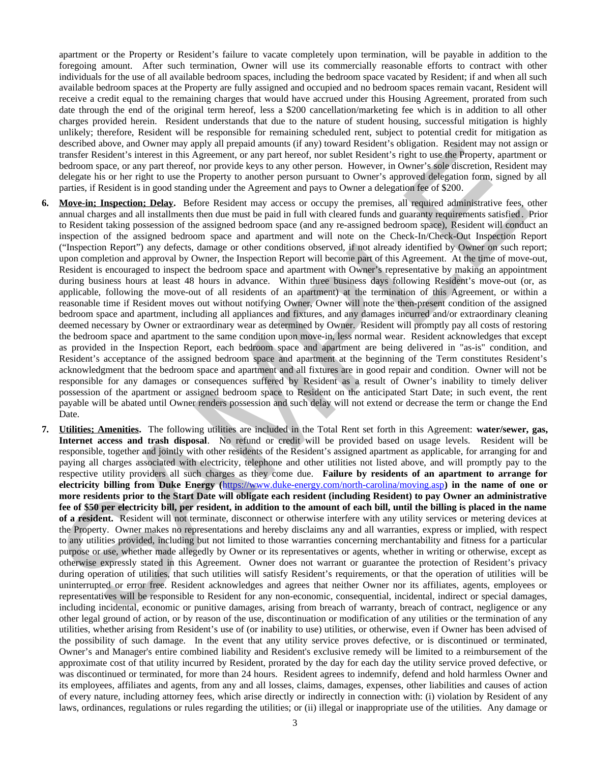apartment or the Property or Resident's failure to vacate completely upon termination, will be payable in addition to the foregoing amount. After such termination, Owner will use its commercially reasonable efforts to contract with other individuals for the use of all available bedroom spaces, including the bedroom space vacated by Resident; if and when all such available bedroom spaces at the Property are fully assigned and occupied and no bedroom spaces remain vacant, Resident will receive a credit equal to the remaining charges that would have accrued under this Housing Agreement, prorated from such date through the end of the original term hereof, less a $200 cancellation/marketing fee which is in addition to all other charges provided herein. Resident understands that due to the nature of student housing, successful mitigation is highly unlikely; therefore, Resident will be responsible for remaining scheduled rent, subject to potential credit for mitigation as described above, and Owner may apply all prepaid amounts (if any) toward Resident's obligation. Resident may not assign or transfer Resident's interest in this Agreement, or any part hereof, nor sublet Resident's right to use the Property, apartment or bedroom space, or any part thereof, nor provide keys to any other person. However, in Owner's sole discretion, Resident may delegate his or her right to use the Property to another person pursuant to Owner's approved delegation form, signed by all parties, if Resident is in good standing under the Agreement and pays to Owner a delegation fee of $200.

6. **Move-in; Inspection; Delay.** Before Resident may access or occupy the premises, all required administrative fees, other annual charges and all installments then due must be paid in full with cleared funds and guaranty requirements satisfied. Prior to Resident taking possession of the assigned bedroom space (and any re-assigned bedroom space), Resident will conduct an inspection of the assigned bedroom space and apartment and will note on the Check-In/Check-Out Inspection Report ("Inspection Report") any defects, damage or other conditions observed, if not already identified by Owner on such report; upon completion and approval by Owner, the Inspection Report will become part of this Agreement. At the time of move-out, Resident is encouraged to inspect the bedroom space and apartment with Owner's representative by making an appointment during business hours at least 48 hours in advance. Within three business days following Resident's move-out (or, as applicable, following the move-out of all residents of an apartment) at the termination of this Agreement, or within a reasonable time if Resident moves out without notifying Owner, Owner will note the then-present condition of the assigned bedroom space and apartment, including all appliances and fixtures, and any damages incurred and/or extraordinary cleaning deemed necessary by Owner or extraordinary wear as determined by Owner. Resident will promptly pay all costs of restoring the bedroom space and apartment to the same condition upon move-in, less normal wear. Resident acknowledges that except as provided in the Inspection Report, each bedroom space and apartment are being delivered in "as-is" condition, and Resident's acceptance of the assigned bedroom space and apartment at the beginning of the Term constitutes Resident's acknowledgment that the bedroom space and apartment and all fixtures are in good repair and condition. Owner will not be responsible for any damages or consequences suffered by Resident as a result of Owner's inability to timely deliver possession of the apartment or assigned bedroom space to Resident on the anticipated Start Date; in such event, the rent payable will be abated until Owner renders possession and such delay will not extend or decrease the term or change the End Date.

7. **Utilities; Amenities.** The following utilities are included in the Total Rent set forth in this Agreement: **water/sewer, gas, Internet access and trash disposal**. No refund or credit will be provided based on usage levels. Resident will be responsible, together and jointly with other residents of the Resident's assigned apartment as applicable, for arranging for and paying all charges associated with electricity, telephone and other utilities not listed above, and will promptly pay to the respective utility providers all such charges as they come due. **Failure by residents of an apartment to arrange for electricity billing from Duke Energy (**https://www.duke-energy.com/north-carolina/moving.asp**) in the name of one or more residents prior to the Start Date will obligate each resident (including Resident) to pay Owner an administrative fee of $50 per electricity bill, per resident, in addition to the amount of each bill, until the billing is placed in the name of a resident.** Resident will not terminate, disconnect or otherwise interfere with any utility services or metering devices at the Property. Owner makes no representations and hereby disclaims any and all warranties, express or implied, with respect to any utilities provided, including but not limited to those warranties concerning merchantability and fitness for a particular purpose or use, whether made allegedly by Owner or its representatives or agents, whether in writing or otherwise, except as otherwise expressly stated in this Agreement. Owner does not warrant or guarantee the protection of Resident's privacy during operation of utilities, that such utilities will satisfy Resident's requirements, or that the operation of utilities will be uninterrupted or error free. Resident acknowledges and agrees that neither Owner nor its affiliates, agents, employees or representatives will be responsible to Resident for any non-economic, consequential, incidental, indirect or special damages, including incidental, economic or punitive damages, arising from breach of warranty, breach of contract, negligence or any other legal ground of action, or by reason of the use, discontinuation or modification of any utilities or the termination of any utilities, whether arising from Resident's use of (or inability to use) utilities, or otherwise, even if Owner has been advised of the possibility of such damage. In the event that any utility service proves defective, or is discontinued or terminated, Owner's and Manager's entire combined liability and Resident's exclusive remedy will be limited to a reimbursement of the approximate cost of that utility incurred by Resident, prorated by the day for each day the utility service proved defective, or was discontinued or terminated, for more than 24 hours. Resident agrees to indemnify, defend and hold harmless Owner and its employees, affiliates and agents, from any and all losses, claims, damages, expenses, other liabilities and causes of action of every nature, including attorney fees, which arise directly or indirectly in connection with: (i) violation by Resident of any laws, ordinances, regulations or rules regarding the utilities; or (ii) illegal or inappropriate use of the utilities. Any damage or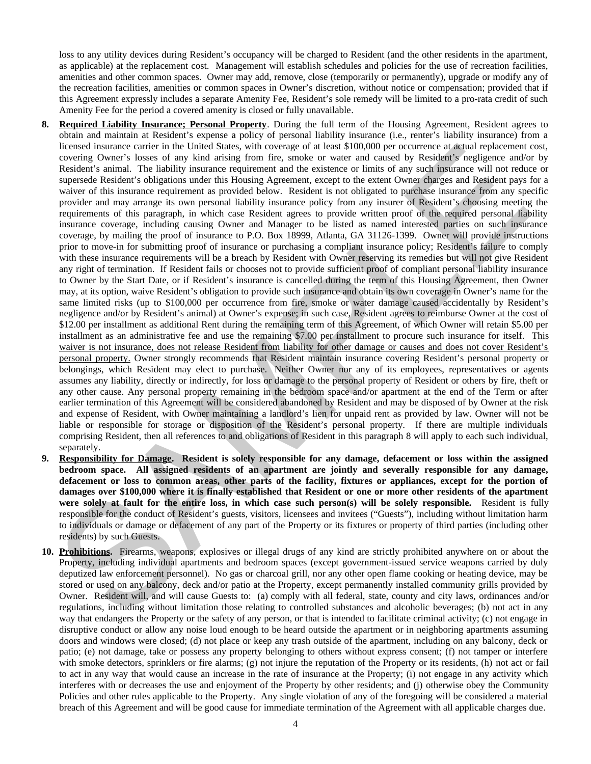loss to any utility devices during Resident's occupancy will be charged to Resident (and the other residents in the apartment, as applicable) at the replacement cost. Management will establish schedules and policies for the use of recreation facilities, amenities and other common spaces. Owner may add, remove, close (temporarily or permanently), upgrade or modify any of the recreation facilities, amenities or common spaces in Owner's discretion, without notice or compensation; provided that if this Agreement expressly includes a separate Amenity Fee, Resident's sole remedy will be limited to a pro-rata credit of such Amenity Fee for the period a covered amenity is closed or fully unavailable.

8. **Required Liability Insurance; Personal Property**. During the full term of the Housing Agreement, Resident agrees to obtain and maintain at Resident's expense a policy of personal liability insurance (i.e., renter's liability insurance) from a licensed insurance carrier in the United States, with coverage of at least $100,000 per occurrence at actual replacement cost, covering Owner's losses of any kind arising from fire, smoke or water and caused by Resident's negligence and/or by Resident's animal. The liability insurance requirement and the existence or limits of any such insurance will not reduce or supersede Resident's obligations under this Housing Agreement, except to the extent Owner charges and Resident pays for a waiver of this insurance requirement as provided below. Resident is not obligated to purchase insurance from any specific provider and may arrange its own personal liability insurance policy from any insurer of Resident's choosing meeting the requirements of this paragraph, in which case Resident agrees to provide written proof of the required personal liability insurance coverage, including causing Owner and Manager to be listed as named interested parties on such insurance coverage, by mailing the proof of insurance to P.O. Box 18999, Atlanta, GA 31126-1399. Owner will provide instructions prior to move-in for submitting proof of insurance or purchasing a compliant insurance policy; Resident's failure to comply with these insurance requirements will be a breach by Resident with Owner reserving its remedies but will not give Resident any right of termination. If Resident fails or chooses not to provide sufficient proof of compliant personal liability insurance to Owner by the Start Date, or if Resident's insurance is cancelled during the term of this Housing Agreement, then Owner may, at its option, waive Resident's obligation to provide such insurance and obtain its own coverage in Owner's name for the same limited risks (up to $100,000 per occurrence from fire, smoke or water damage caused accidentally by Resident's negligence and/or by Resident's animal) at Owner's expense; in such case, Resident agrees to reimburse Owner at the cost of $12.00 per installment as additional Rent during the remaining term of this Agreement, of which Owner will retain $5.00 per installment as an administrative fee and use the remaining $7.00 per installment to procure such insurance for itself. <u>This waiver is not insurance, does not release Resident from liability for other damage or causes and does not cover Resident's personal property.</u> Owner strongly recommends that Resident maintain insurance covering Resident's personal property or belongings, which Resident may elect to purchase. Neither Owner nor any of its employees, representatives or agents assumes any liability, directly or indirectly, for loss or damage to the personal property of Resident or others by fire, theft or any other cause. Any personal property remaining in the bedroom space and/or apartment at the end of the Term or after earlier termination of this Agreement will be considered abandoned by Resident and may be disposed of by Owner at the risk and expense of Resident, with Owner maintaining a landlord's lien for unpaid rent as provided by law. Owner will not be liable or responsible for storage or disposition of the Resident's personal property. If there are multiple individuals comprising Resident, then all references to and obligations of Resident in this paragraph 8 will apply to each such individual, separately.

9. **Responsibility for Damage. Resident is solely responsible for any damage, defacement or loss within the assigned bedroom space. All assigned residents of an apartment are jointly and severally responsible for any damage, defacement or loss to common areas, other parts of the facility, fixtures or appliances, except for the portion of damages over $100,000 where it is finally established that Resident or one or more other residents of the apartment were solely at fault for the entire loss, in which case such person(s) will be solely responsible.** Resident is fully responsible for the conduct of Resident's guests, visitors, licensees and invitees ("Guests"), including without limitation harm to individuals or damage or defacement of any part of the Property or its fixtures or property of third parties (including other residents) by such Guests.

10. **Prohibitions.** Firearms, weapons, explosives or illegal drugs of any kind are strictly prohibited anywhere on or about the Property, including individual apartments and bedroom spaces (except government-issued service weapons carried by duly deputized law enforcement personnel). No gas or charcoal grill, nor any other open flame cooking or heating device, may be stored or used on any balcony, deck and/or patio at the Property, except permanently installed community grills provided by Owner. Resident will, and will cause Guests to: (a) comply with all federal, state, county and city laws, ordinances and/or regulations, including without limitation those relating to controlled substances and alcoholic beverages; (b) not act in any way that endangers the Property or the safety of any person, or that is intended to facilitate criminal activity; (c) not engage in disruptive conduct or allow any noise loud enough to be heard outside the apartment or in neighboring apartments assuming doors and windows were closed; (d) not place or keep any trash outside of the apartment, including on any balcony, deck or patio; (e) not damage, take or possess any property belonging to others without express consent; (f) not tamper or interfere with smoke detectors, sprinklers or fire alarms; (g) not injure the reputation of the Property or its residents, (h) not act or fail to act in any way that would cause an increase in the rate of insurance at the Property; (i) not engage in any activity which interferes with or decreases the use and enjoyment of the Property by other residents; and (j) otherwise obey the Community Policies and other rules applicable to the Property. Any single violation of any of the foregoing will be considered a material breach of this Agreement and will be good cause for immediate termination of the Agreement with all applicable charges due.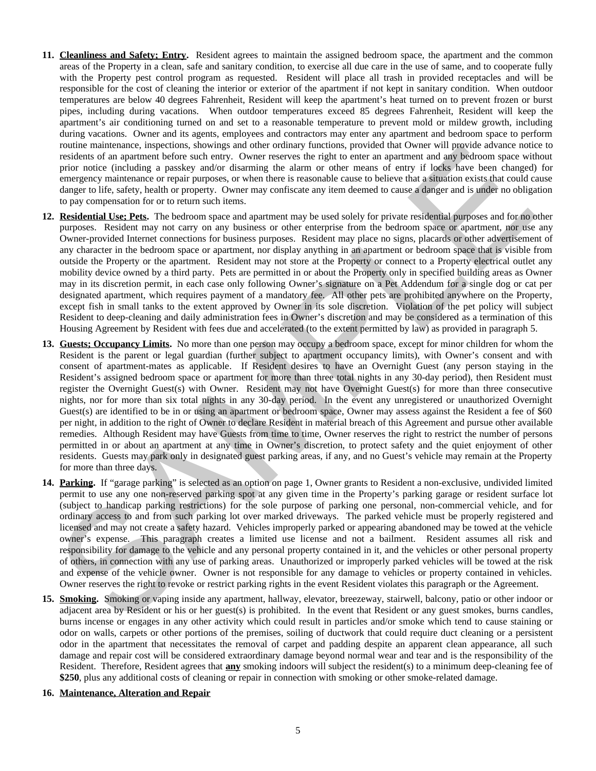11. **Cleanliness and Safety; Entry.** Resident agrees to maintain the assigned bedroom space, the apartment and the common areas of the Property in a clean, safe and sanitary condition, to exercise all due care in the use of same, and to cooperate fully with the Property pest control program as requested. Resident will place all trash in provided receptacles and will be responsible for the cost of cleaning the interior or exterior of the apartment if not kept in sanitary condition. When outdoor temperatures are below 40 degrees Fahrenheit, Resident will keep the apartment's heat turned on to prevent frozen or burst pipes, including during vacations. When outdoor temperatures exceed 85 degrees Fahrenheit, Resident will keep the apartment's air conditioning turned on and set to a reasonable temperature to prevent mold or mildew growth, including during vacations. Owner and its agents, employees and contractors may enter any apartment and bedroom space to perform routine maintenance, inspections, showings and other ordinary functions, provided that Owner will provide advance notice to residents of an apartment before such entry. Owner reserves the right to enter an apartment and any bedroom space without prior notice (including a passkey and/or disarming the alarm or other means of entry if locks have been changed) for emergency maintenance or repair purposes, or when there is reasonable cause to believe that a situation exists that could cause danger to life, safety, health or property. Owner may confiscate any item deemed to cause a danger and is under no obligation to pay compensation for or to return such items.

12. **Residential Use; Pets.** The bedroom space and apartment may be used solely for private residential purposes and for no other purposes. Resident may not carry on any business or other enterprise from the bedroom space or apartment, nor use any Owner-provided Internet connections for business purposes. Resident may place no signs, placards or other advertisement of any character in the bedroom space or apartment, nor display anything in an apartment or bedroom space that is visible from outside the Property or the apartment. Resident may not store at the Property or connect to a Property electrical outlet any mobility device owned by a third party. Pets are permitted in or about the Property only in specified building areas as Owner may in its discretion permit, in each case only following Owner's signature on a Pet Addendum for a single dog or cat per designated apartment, which requires payment of a mandatory fee. All other pets are prohibited anywhere on the Property, except fish in small tanks to the extent approved by Owner in its sole discretion. Violation of the pet policy will subject Resident to deep-cleaning and daily administration fees in Owner's discretion and may be considered as a termination of this Housing Agreement by Resident with fees due and accelerated (to the extent permitted by law) as provided in paragraph 5.

13. **Guests; Occupancy Limits.** No more than one person may occupy a bedroom space, except for minor children for whom the Resident is the parent or legal guardian (further subject to apartment occupancy limits), with Owner's consent and with consent of apartment-mates as applicable. If Resident desires to have an Overnight Guest (any person staying in the Resident's assigned bedroom space or apartment for more than three total nights in any 30-day period), then Resident must register the Overnight Guest(s) with Owner. Resident may not have Overnight Guest(s) for more than three consecutive nights, nor for more than six total nights in any 30-day period. In the event any unregistered or unauthorized Overnight Guest(s) are identified to be in or using an apartment or bedroom space, Owner may assess against the Resident a fee of $60 per night, in addition to the right of Owner to declare Resident in material breach of this Agreement and pursue other available remedies. Although Resident may have Guests from time to time, Owner reserves the right to restrict the number of persons permitted in or about an apartment at any time in Owner's discretion, to protect safety and the quiet enjoyment of other residents. Guests may park only in designated guest parking areas, if any, and no Guest's vehicle may remain at the Property for more than three days.

14. **Parking.** If "garage parking" is selected as an option on page 1, Owner grants to Resident a non-exclusive, undivided limited permit to use any one non-reserved parking spot at any given time in the Property's parking garage or resident surface lot (subject to handicap parking restrictions) for the sole purpose of parking one personal, non-commercial vehicle, and for ordinary access to and from such parking lot over marked driveways. The parked vehicle must be properly registered and licensed and may not create a safety hazard. Vehicles improperly parked or appearing abandoned may be towed at the vehicle owner's expense. This paragraph creates a limited use license and not a bailment. Resident assumes all risk and responsibility for damage to the vehicle and any personal property contained in it, and the vehicles or other personal property of others, in connection with any use of parking areas. Unauthorized or improperly parked vehicles will be towed at the risk and expense of the vehicle owner. Owner is not responsible for any damage to vehicles or property contained in vehicles. Owner reserves the right to revoke or restrict parking rights in the event Resident violates this paragraph or the Agreement.

15. **Smoking.** Smoking or vaping inside any apartment, hallway, elevator, breezeway, stairwell, balcony, patio or other indoor or adjacent area by Resident or his or her guest(s) is prohibited. In the event that Resident or any guest smokes, burns candles, burns incense or engages in any other activity which could result in particles and/or smoke which tend to cause staining or odor on walls, carpets or other portions of the premises, soiling of ductwork that could require duct cleaning or a persistent odor in the apartment that necessitates the removal of carpet and padding despite an apparent clean appearance, all such damage and repair cost will be considered extraordinary damage beyond normal wear and tear and is the responsibility of the Resident. Therefore, Resident agrees that **any** smoking indoors will subject the resident(s) to a minimum deep-cleaning fee of **$250**, plus any additional costs of cleaning or repair in connection with smoking or other smoke-related damage.

16. **Maintenance, Alteration and Repair**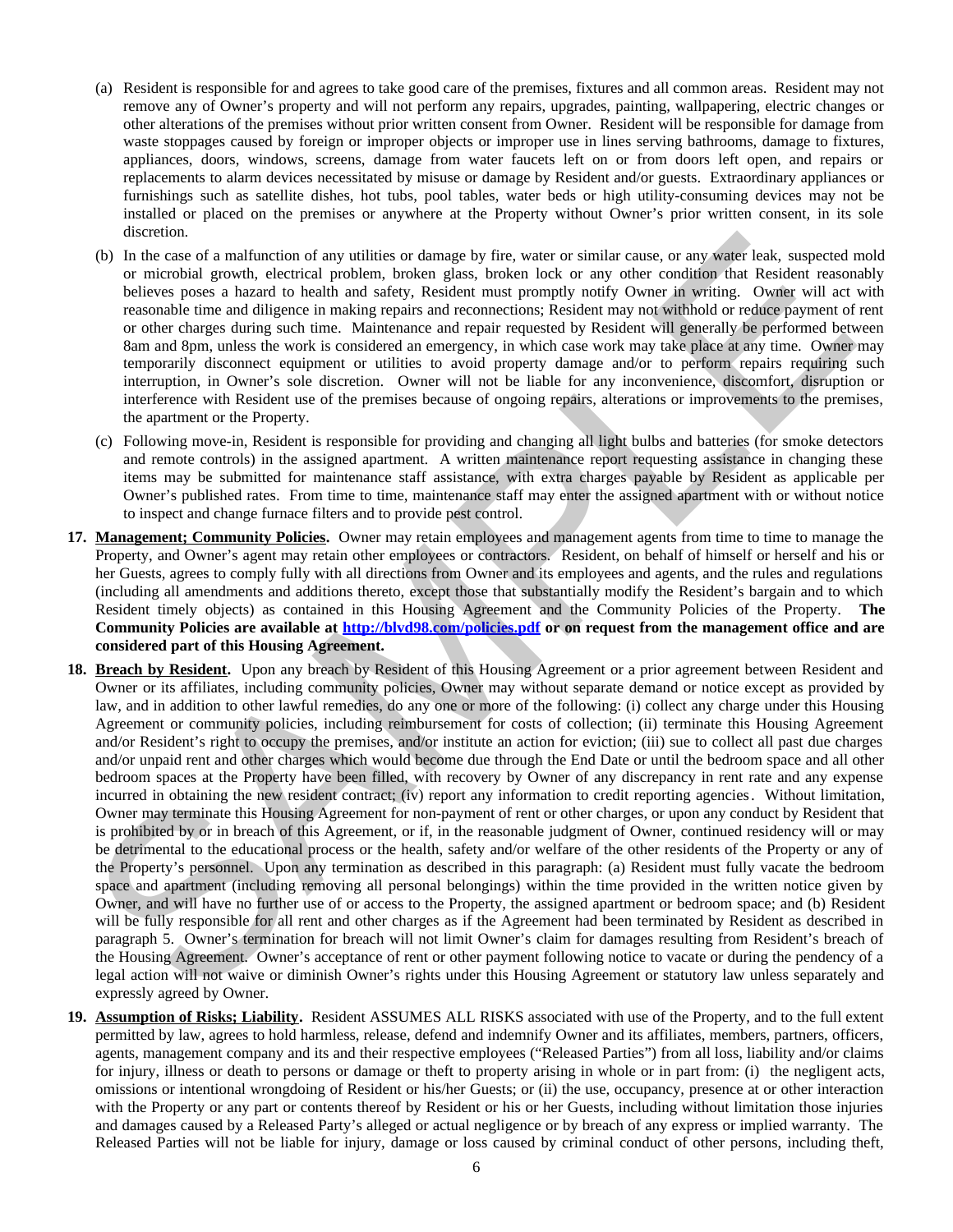(a) Resident is responsible for and agrees to take good care of the premises, fixtures and all common areas. Resident may not remove any of Owner's property and will not perform any repairs, upgrades, painting, wallpapering, electric changes or other alterations of the premises without prior written consent from Owner. Resident will be responsible for damage from waste stoppages caused by foreign or improper objects or improper use in lines serving bathrooms, damage to fixtures, appliances, doors, windows, screens, damage from water faucets left on or from doors left open, and repairs or replacements to alarm devices necessitated by misuse or damage by Resident and/or guests. Extraordinary appliances or furnishings such as satellite dishes, hot tubs, pool tables, water beds or high utility-consuming devices may not be installed or placed on the premises or anywhere at the Property without Owner's prior written consent, in its sole discretion.

(b) In the case of a malfunction of any utilities or damage by fire, water or similar cause, or any water leak, suspected mold or microbial growth, electrical problem, broken glass, broken lock or any other condition that Resident reasonably believes poses a hazard to health and safety, Resident must promptly notify Owner in writing. Owner will act with reasonable time and diligence in making repairs and reconnections; Resident may not withhold or reduce payment of rent or other charges during such time. Maintenance and repair requested by Resident will generally be performed between 8am and 8pm, unless the work is considered an emergency, in which case work may take place at any time. Owner may temporarily disconnect equipment or utilities to avoid property damage and/or to perform repairs requiring such interruption, in Owner's sole discretion. Owner will not be liable for any inconvenience, discomfort, disruption or interference with Resident use of the premises because of ongoing repairs, alterations or improvements to the premises, the apartment or the Property.

(c) Following move-in, Resident is responsible for providing and changing all light bulbs and batteries (for smoke detectors and remote controls) in the assigned apartment. A written maintenance report requesting assistance in changing these items may be submitted for maintenance staff assistance, with extra charges payable by Resident as applicable per Owner's published rates. From time to time, maintenance staff may enter the assigned apartment with or without notice to inspect and change furnace filters and to provide pest control.

**17. Management; Community Policies.** Owner may retain employees and management agents from time to time to manage the Property, and Owner's agent may retain other employees or contractors. Resident, on behalf of himself or herself and his or her Guests, agrees to comply fully with all directions from Owner and its employees and agents, and the rules and regulations (including all amendments and additions thereto, except those that substantially modify the Resident's bargain and to which Resident timely objects) as contained in this Housing Agreement and the Community Policies of the Property. **The Community Policies are available at http://blvd98.com/policies.pdf or on request from the management office and are considered part of this Housing Agreement.**

**18. Breach by Resident.** Upon any breach by Resident of this Housing Agreement or a prior agreement between Resident and Owner or its affiliates, including community policies, Owner may without separate demand or notice except as provided by law, and in addition to other lawful remedies, do any one or more of the following: (i) collect any charge under this Housing Agreement or community policies, including reimbursement for costs of collection; (ii) terminate this Housing Agreement and/or Resident's right to occupy the premises, and/or institute an action for eviction; (iii) sue to collect all past due charges and/or unpaid rent and other charges which would become due through the End Date or until the bedroom space and all other bedroom spaces at the Property have been filled, with recovery by Owner of any discrepancy in rent rate and any expense incurred in obtaining the new resident contract; (iv) report any information to credit reporting agencies. Without limitation, Owner may terminate this Housing Agreement for non-payment of rent or other charges, or upon any conduct by Resident that is prohibited by or in breach of this Agreement, or if, in the reasonable judgment of Owner, continued residency will or may be detrimental to the educational process or the health, safety and/or welfare of the other residents of the Property or any of the Property's personnel. Upon any termination as described in this paragraph: (a) Resident must fully vacate the bedroom space and apartment (including removing all personal belongings) within the time provided in the written notice given by Owner, and will have no further use of or access to the Property, the assigned apartment or bedroom space; and (b) Resident will be fully responsible for all rent and other charges as if the Agreement had been terminated by Resident as described in paragraph 5. Owner's termination for breach will not limit Owner's claim for damages resulting from Resident's breach of the Housing Agreement. Owner's acceptance of rent or other payment following notice to vacate or during the pendency of a legal action will not waive or diminish Owner's rights under this Housing Agreement or statutory law unless separately and expressly agreed by Owner.

**19. Assumption of Risks; Liability.** Resident ASSUMES ALL RISKS associated with use of the Property, and to the full extent permitted by law, agrees to hold harmless, release, defend and indemnify Owner and its affiliates, members, partners, officers, agents, management company and its and their respective employees ("Released Parties") from all loss, liability and/or claims for injury, illness or death to persons or damage or theft to property arising in whole or in part from: (i) the negligent acts, omissions or intentional wrongdoing of Resident or his/her Guests; or (ii) the use, occupancy, presence at or other interaction with the Property or any part or contents thereof by Resident or his or her Guests, including without limitation those injuries and damages caused by a Released Party's alleged or actual negligence or by breach of any express or implied warranty. The Released Parties will not be liable for injury, damage or loss caused by criminal conduct of other persons, including theft,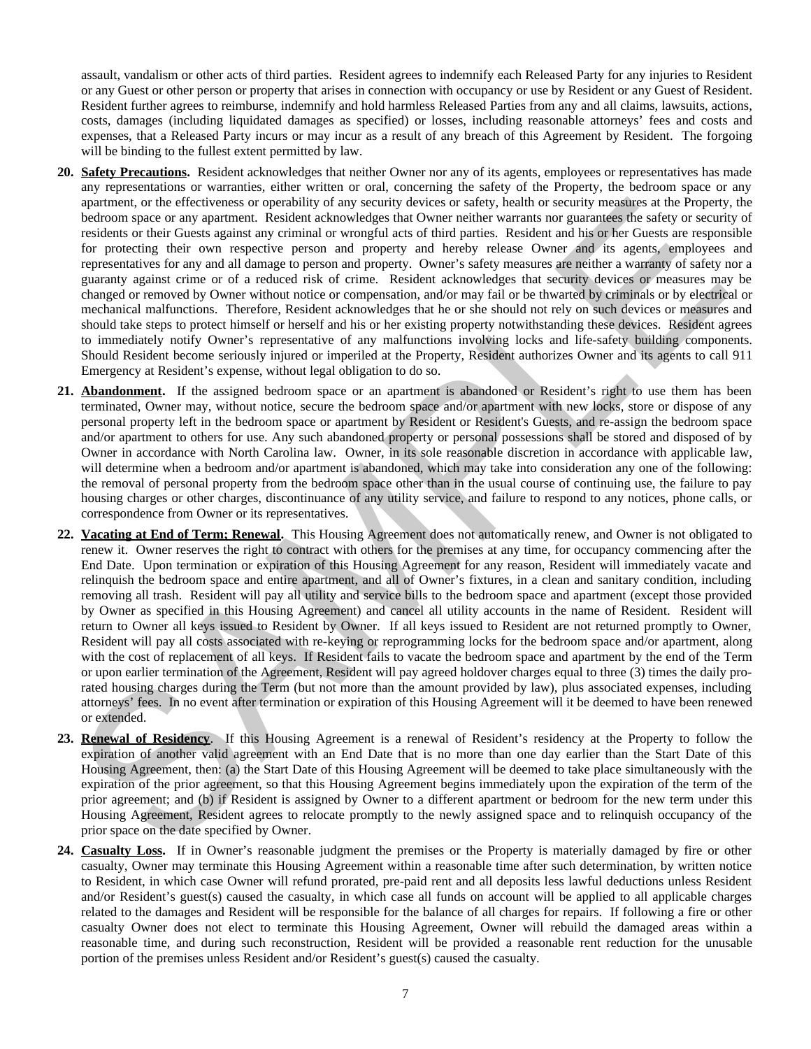assault, vandalism or other acts of third parties. Resident agrees to indemnify each Released Party for any injuries to Resident or any Guest or other person or property that arises in connection with occupancy or use by Resident or any Guest of Resident. Resident further agrees to reimburse, indemnify and hold harmless Released Parties from any and all claims, lawsuits, actions, costs, damages (including liquidated damages as specified) or losses, including reasonable attorneys' fees and costs and expenses, that a Released Party incurs or may incur as a result of any breach of this Agreement by Resident. The forgoing will be binding to the fullest extent permitted by law.

20. **Safety Precautions.** Resident acknowledges that neither Owner nor any of its agents, employees or representatives has made any representations or warranties, either written or oral, concerning the safety of the Property, the bedroom space or any apartment, or the effectiveness or operability of any security devices or safety, health or security measures at the Property, the bedroom space or any apartment. Resident acknowledges that Owner neither warrants nor guarantees the safety or security of residents or their Guests against any criminal or wrongful acts of third parties. Resident and his or her Guests are responsible for protecting their own respective person and property and hereby release Owner and its agents, employees and representatives for any and all damage to person and property. Owner's safety measures are neither a warranty of safety nor a guaranty against crime or of a reduced risk of crime. Resident acknowledges that security devices or measures may be changed or removed by Owner without notice or compensation, and/or may fail or be thwarted by criminals or by electrical or mechanical malfunctions. Therefore, Resident acknowledges that he or she should not rely on such devices or measures and should take steps to protect himself or herself and his or her existing property notwithstanding these devices. Resident agrees to immediately notify Owner's representative of any malfunctions involving locks and life-safety building components. Should Resident become seriously injured or imperiled at the Property, Resident authorizes Owner and its agents to call 911 Emergency at Resident's expense, without legal obligation to do so.

21. **Abandonment.** If the assigned bedroom space or an apartment is abandoned or Resident's right to use them has been terminated, Owner may, without notice, secure the bedroom space and/or apartment with new locks, store or dispose of any personal property left in the bedroom space or apartment by Resident or Resident's Guests, and re-assign the bedroom space and/or apartment to others for use. Any such abandoned property or personal possessions shall be stored and disposed of by Owner in accordance with North Carolina law. Owner, in its sole reasonable discretion in accordance with applicable law, will determine when a bedroom and/or apartment is abandoned, which may take into consideration any one of the following: the removal of personal property from the bedroom space other than in the usual course of continuing use, the failure to pay housing charges or other charges, discontinuance of any utility service, and failure to respond to any notices, phone calls, or correspondence from Owner or its representatives.

22. **Vacating at End of Term; Renewal.** This Housing Agreement does not automatically renew, and Owner is not obligated to renew it. Owner reserves the right to contract with others for the premises at any time, for occupancy commencing after the End Date. Upon termination or expiration of this Housing Agreement for any reason, Resident will immediately vacate and relinquish the bedroom space and entire apartment, and all of Owner's fixtures, in a clean and sanitary condition, including removing all trash. Resident will pay all utility and service bills to the bedroom space and apartment (except those provided by Owner as specified in this Housing Agreement) and cancel all utility accounts in the name of Resident. Resident will return to Owner all keys issued to Resident by Owner. If all keys issued to Resident are not returned promptly to Owner, Resident will pay all costs associated with re-keying or reprogramming locks for the bedroom space and/or apartment, along with the cost of replacement of all keys. If Resident fails to vacate the bedroom space and apartment by the end of the Term or upon earlier termination of the Agreement, Resident will pay agreed holdover charges equal to three (3) times the daily pro-rated housing charges during the Term (but not more than the amount provided by law), plus associated expenses, including attorneys' fees. In no event after termination or expiration of this Housing Agreement will it be deemed to have been renewed or extended.

23. **Renewal of Residency**. If this Housing Agreement is a renewal of Resident's residency at the Property to follow the expiration of another valid agreement with an End Date that is no more than one day earlier than the Start Date of this Housing Agreement, then: (a) the Start Date of this Housing Agreement will be deemed to take place simultaneously with the expiration of the prior agreement, so that this Housing Agreement begins immediately upon the expiration of the term of the prior agreement; and (b) if Resident is assigned by Owner to a different apartment or bedroom for the new term under this Housing Agreement, Resident agrees to relocate promptly to the newly assigned space and to relinquish occupancy of the prior space on the date specified by Owner.

24. **Casualty Loss.** If in Owner's reasonable judgment the premises or the Property is materially damaged by fire or other casualty, Owner may terminate this Housing Agreement within a reasonable time after such determination, by written notice to Resident, in which case Owner will refund prorated, pre-paid rent and all deposits less lawful deductions unless Resident and/or Resident's guest(s) caused the casualty, in which case all funds on account will be applied to all applicable charges related to the damages and Resident will be responsible for the balance of all charges for repairs. If following a fire or other casualty Owner does not elect to terminate this Housing Agreement, Owner will rebuild the damaged areas within a reasonable time, and during such reconstruction, Resident will be provided a reasonable rent reduction for the unusable portion of the premises unless Resident and/or Resident's guest(s) caused the casualty.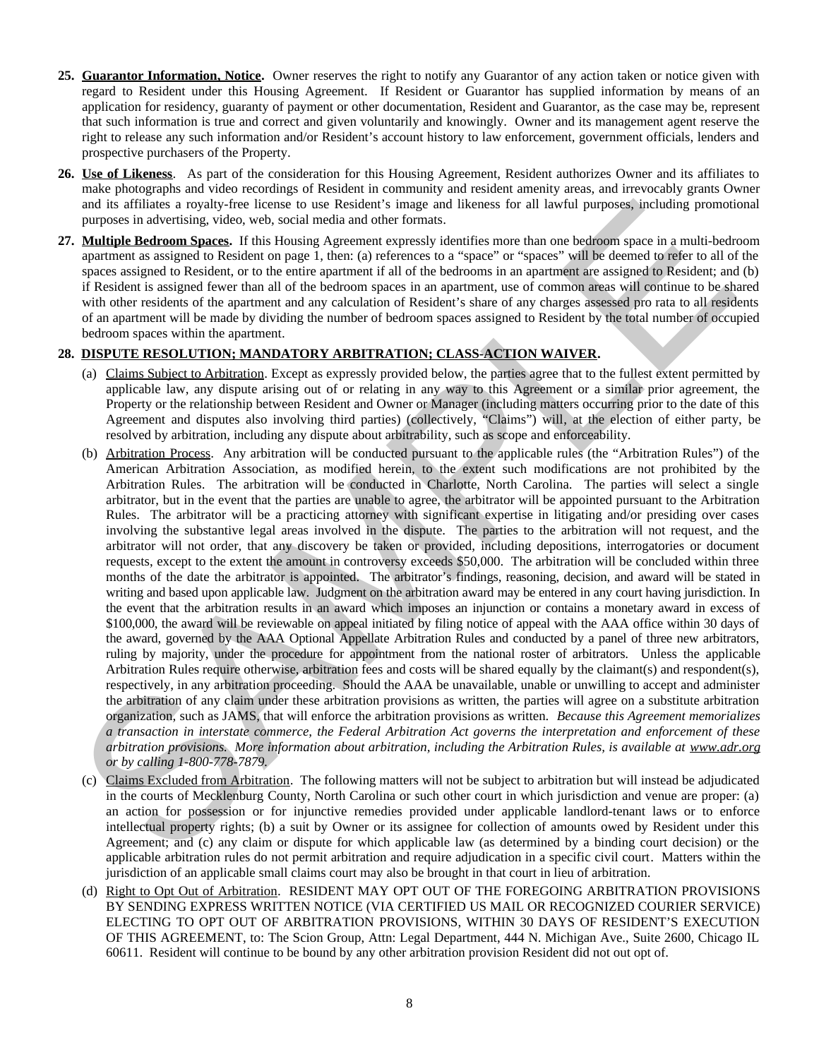**25. Guarantor Information, Notice.** Owner reserves the right to notify any Guarantor of any action taken or notice given with regard to Resident under this Housing Agreement. If Resident or Guarantor has supplied information by means of an application for residency, guaranty of payment or other documentation, Resident and Guarantor, as the case may be, represent that such information is true and correct and given voluntarily and knowingly. Owner and its management agent reserve the right to release any such information and/or Resident's account history to law enforcement, government officials, lenders and prospective purchasers of the Property.

**26. Use of Likeness**. As part of the consideration for this Housing Agreement, Resident authorizes Owner and its affiliates to make photographs and video recordings of Resident in community and resident amenity areas, and irrevocably grants Owner and its affiliates a royalty-free license to use Resident's image and likeness for all lawful purposes, including promotional purposes in advertising, video, web, social media and other formats.

**27. Multiple Bedroom Spaces.** If this Housing Agreement expressly identifies more than one bedroom space in a multi-bedroom apartment as assigned to Resident on page 1, then: (a) references to a "space" or "spaces" will be deemed to refer to all of the spaces assigned to Resident, or to the entire apartment if all of the bedrooms in an apartment are assigned to Resident; and (b) if Resident is assigned fewer than all of the bedroom spaces in an apartment, use of common areas will continue to be shared with other residents of the apartment and any calculation of Resident's share of any charges assessed pro rata to all residents of an apartment will be made by dividing the number of bedroom spaces assigned to Resident by the total number of occupied bedroom spaces within the apartment.

**28. DISPUTE RESOLUTION; MANDATORY ARBITRATION; CLASS-ACTION WAIVER.**

(a) Claims Subject to Arbitration. Except as expressly provided below, the parties agree that to the fullest extent permitted by applicable law, any dispute arising out of or relating in any way to this Agreement or a similar prior agreement, the Property or the relationship between Resident and Owner or Manager (including matters occurring prior to the date of this Agreement and disputes also involving third parties) (collectively, "Claims") will, at the election of either party, be resolved by arbitration, including any dispute about arbitrability, such as scope and enforceability.

(b) Arbitration Process. Any arbitration will be conducted pursuant to the applicable rules (the "Arbitration Rules") of the American Arbitration Association, as modified herein, to the extent such modifications are not prohibited by the Arbitration Rules. The arbitration will be conducted in Charlotte, North Carolina. The parties will select a single arbitrator, but in the event that the parties are unable to agree, the arbitrator will be appointed pursuant to the Arbitration Rules. The arbitrator will be a practicing attorney with significant expertise in litigating and/or presiding over cases involving the substantive legal areas involved in the dispute. The parties to the arbitration will not request, and the arbitrator will not order, that any discovery be taken or provided, including depositions, interrogatories or document requests, except to the extent the amount in controversy exceeds $50,000. The arbitration will be concluded within three months of the date the arbitrator is appointed. The arbitrator's findings, reasoning, decision, and award will be stated in writing and based upon applicable law. Judgment on the arbitration award may be entered in any court having jurisdiction. In the event that the arbitration results in an award which imposes an injunction or contains a monetary award in excess of $100,000, the award will be reviewable on appeal initiated by filing notice of appeal with the AAA office within 30 days of the award, governed by the AAA Optional Appellate Arbitration Rules and conducted by a panel of three new arbitrators, ruling by majority, under the procedure for appointment from the national roster of arbitrators. Unless the applicable Arbitration Rules require otherwise, arbitration fees and costs will be shared equally by the claimant(s) and respondent(s), respectively, in any arbitration proceeding. Should the AAA be unavailable, unable or unwilling to accept and administer the arbitration of any claim under these arbitration provisions as written, the parties will agree on a substitute arbitration organization, such as JAMS, that will enforce the arbitration provisions as written. *Because this Agreement memorializes a transaction in interstate commerce, the Federal Arbitration Act governs the interpretation and enforcement of these arbitration provisions. More information about arbitration, including the Arbitration Rules, is available at www.adr.org or by calling 1-800-778-7879.*

(c) Claims Excluded from Arbitration. The following matters will not be subject to arbitration but will instead be adjudicated in the courts of Mecklenburg County, North Carolina or such other court in which jurisdiction and venue are proper: (a) an action for possession or for injunctive remedies provided under applicable landlord-tenant laws or to enforce intellectual property rights; (b) a suit by Owner or its assignee for collection of amounts owed by Resident under this Agreement; and (c) any claim or dispute for which applicable law (as determined by a binding court decision) or the applicable arbitration rules do not permit arbitration and require adjudication in a specific civil court. Matters within the jurisdiction of an applicable small claims court may also be brought in that court in lieu of arbitration.

(d) Right to Opt Out of Arbitration. RESIDENT MAY OPT OUT OF THE FOREGOING ARBITRATION PROVISIONS BY SENDING EXPRESS WRITTEN NOTICE (VIA CERTIFIED US MAIL OR RECOGNIZED COURIER SERVICE) ELECTING TO OPT OUT OF ARBITRATION PROVISIONS, WITHIN 30 DAYS OF RESIDENT'S EXECUTION OF THIS AGREEMENT, to: The Scion Group, Attn: Legal Department, 444 N. Michigan Ave., Suite 2600, Chicago IL 60611. Resident will continue to be bound by any other arbitration provision Resident did not out opt of.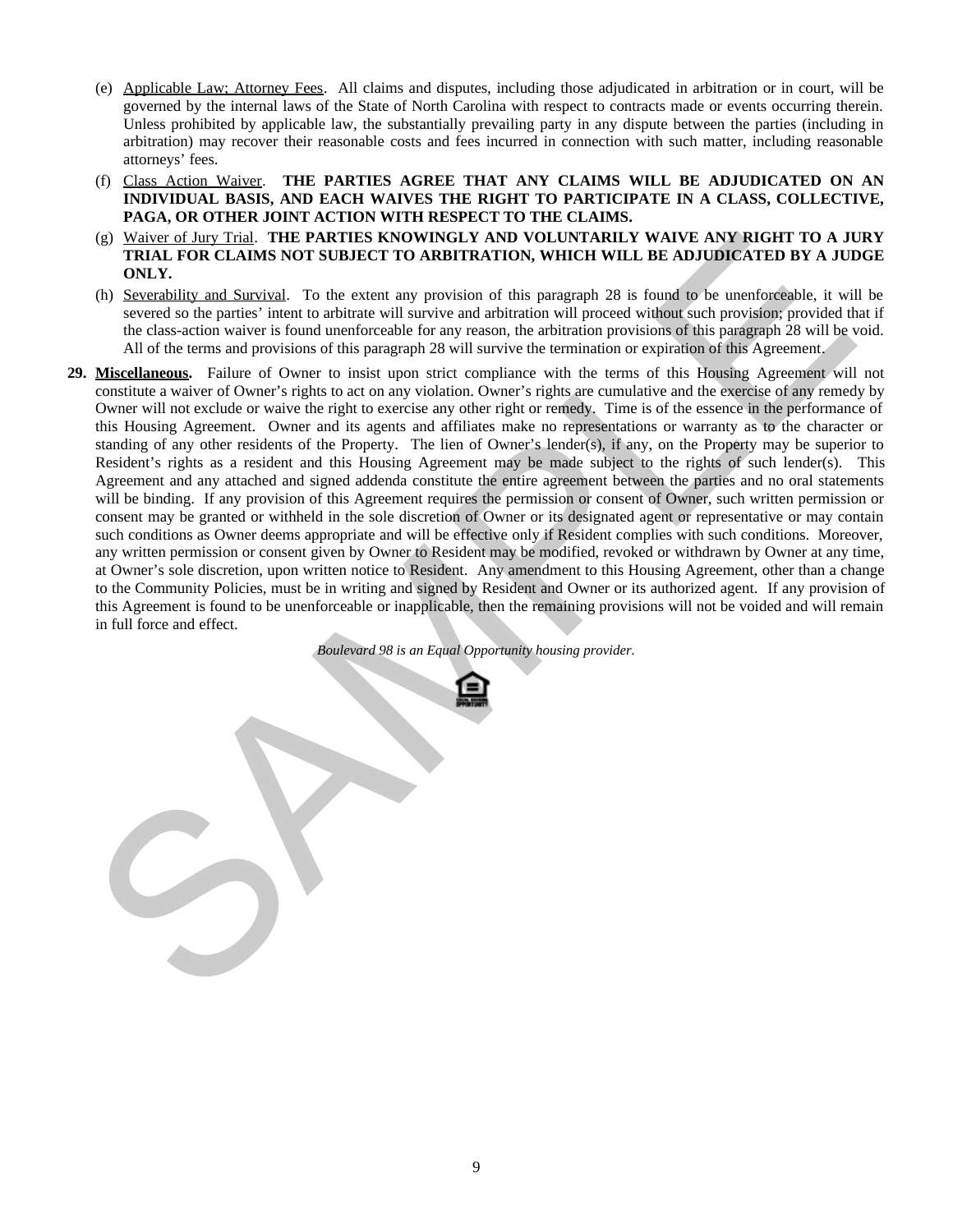(e) Applicable Law; Attorney Fees. All claims and disputes, including those adjudicated in arbitration or in court, will be governed by the internal laws of the State of North Carolina with respect to contracts made or events occurring therein. Unless prohibited by applicable law, the substantially prevailing party in any dispute between the parties (including in arbitration) may recover their reasonable costs and fees incurred in connection with such matter, including reasonable attorneys' fees.

(f) Class Action Waiver. **THE PARTIES AGREE THAT ANY CLAIMS WILL BE ADJUDICATED ON AN INDIVIDUAL BASIS, AND EACH WAIVES THE RIGHT TO PARTICIPATE IN A CLASS, COLLECTIVE, PAGA, OR OTHER JOINT ACTION WITH RESPECT TO THE CLAIMS.**

(g) Waiver of Jury Trial. **THE PARTIES KNOWINGLY AND VOLUNTARILY WAIVE ANY RIGHT TO A JURY TRIAL FOR CLAIMS NOT SUBJECT TO ARBITRATION, WHICH WILL BE ADJUDICATED BY A JUDGE ONLY.**

(h) Severability and Survival. To the extent any provision of this paragraph 28 is found to be unenforceable, it will be severed so the parties' intent to arbitrate will survive and arbitration will proceed without such provision; provided that if the class-action waiver is found unenforceable for any reason, the arbitration provisions of this paragraph 28 will be void. All of the terms and provisions of this paragraph 28 will survive the termination or expiration of this Agreement.

**29. Miscellaneous.** Failure of Owner to insist upon strict compliance with the terms of this Housing Agreement will not constitute a waiver of Owner's rights to act on any violation. Owner's rights are cumulative and the exercise of any remedy by Owner will not exclude or waive the right to exercise any other right or remedy. Time is of the essence in the performance of this Housing Agreement. Owner and its agents and affiliates make no representations or warranty as to the character or standing of any other residents of the Property. The lien of Owner's lender(s), if any, on the Property may be superior to Resident's rights as a resident and this Housing Agreement may be made subject to the rights of such lender(s). This Agreement and any attached and signed addenda constitute the entire agreement between the parties and no oral statements will be binding. If any provision of this Agreement requires the permission or consent of Owner, such written permission or consent may be granted or withheld in the sole discretion of Owner or its designated agent or representative or may contain such conditions as Owner deems appropriate and will be effective only if Resident complies with such conditions. Moreover, any written permission or consent given by Owner to Resident may be modified, revoked or withdrawn by Owner at any time, at Owner's sole discretion, upon written notice to Resident. Any amendment to this Housing Agreement, other than a change to the Community Policies, must be in writing and signed by Resident and Owner or its authorized agent. If any provision of this Agreement is found to be unenforceable or inapplicable, then the remaining provisions will not be voided and will remain in full force and effect.

*Boulevard 98 is an Equal Opportunity housing provider.*